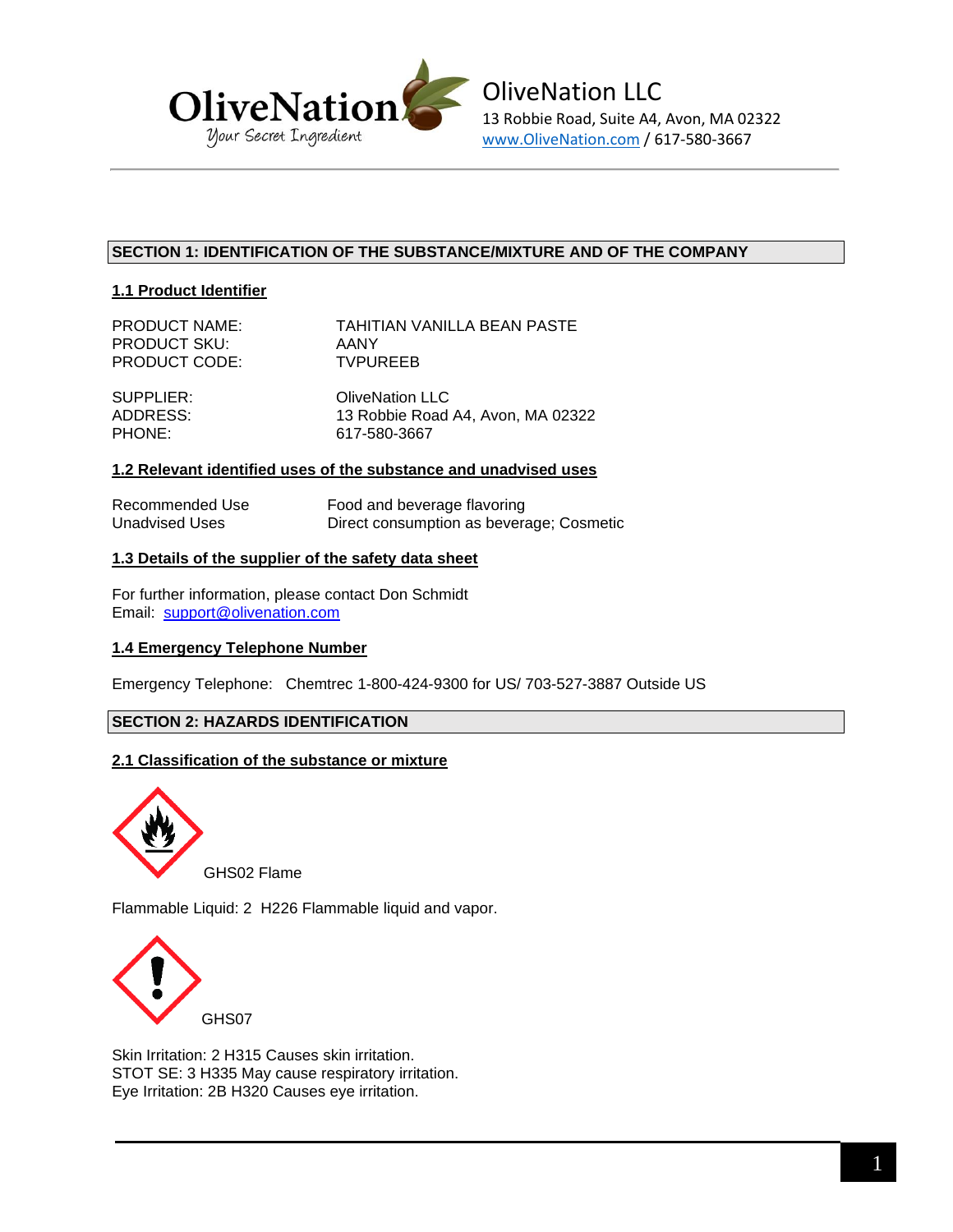OliveNation LLC
13 Robbie Road, Suite A4, Avon, MA 02322
www.OliveNation.com / 617-580-3667

## SECTION 1: IDENTIFICATION OF THE SUBSTANCE/MIXTURE AND OF THE COMPANY

### 1.1 Product Identifier

PRODUCT NAME: TAHITIAN VANILLA BEAN PASTE
PRODUCT SKU: AANY
PRODUCT CODE: TVPUREEB

SUPPLIER: OliveNation LLC
ADDRESS: 13 Robbie Road A4, Avon, MA 02322
PHONE: 617-580-3667

### 1.2 Relevant identified uses of the substance and unadvised uses

Recommended Use: Food and beverage flavoring
Unadvised Uses: Direct consumption as beverage; Cosmetic

### 1.3 Details of the supplier of the safety data sheet

For further information, please contact Don Schmidt
Email: support@olivenation.com

### 1.4 Emergency Telephone Number

Emergency Telephone: Chemtrec 1-800-424-9300 for US/ 703-527-3887 Outside US

## SECTION 2: HAZARDS IDENTIFICATION

### 2.1 Classification of the substance or mixture

GHS02 Flame

Flammable Liquid: 2 H226 Flammable liquid and vapor.

GHS07

Skin Irritation: 2 H315 Causes skin irritation.
STOT SE: 3 H335 May cause respiratory irritation.
Eye Irritation: 2B H320 Causes eye irritation.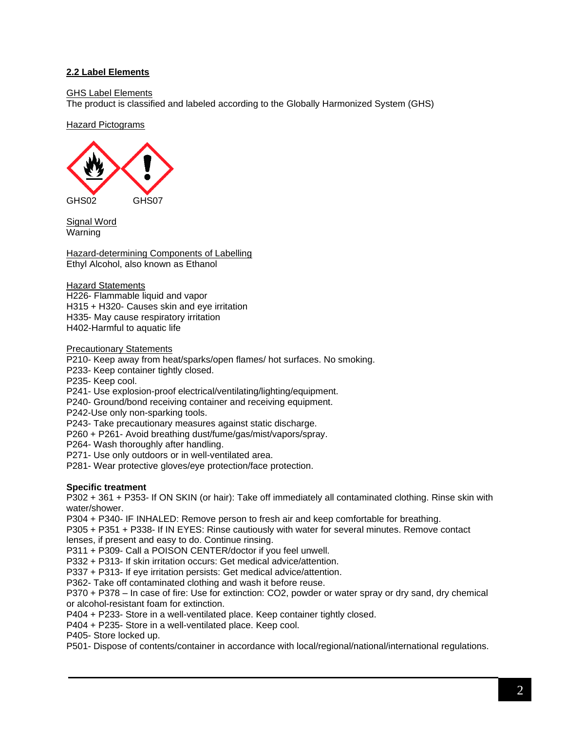## 2.2 Label Elements

GHS Label Elements
The product is classified and labeled according to the Globally Harmonized System (GHS)

Hazard Pictograms

GHS02 GHS07

Signal Word
Warning

Hazard-determining Components of Labelling
Ethyl Alcohol, also known as Ethanol

Hazard Statements
H226- Flammable liquid and vapor
H315 + H320- Causes skin and eye irritation
H335- May cause respiratory irritation
H402-Harmful to aquatic life

Precautionary Statements
P210- Keep away from heat/sparks/open flames/ hot surfaces. No smoking.
P233- Keep container tightly closed.
P235- Keep cool.
P241- Use explosion-proof electrical/ventilating/lighting/equipment.
P240- Ground/bond receiving container and receiving equipment.
P242-Use only non-sparking tools.
P243- Take precautionary measures against static discharge.
P260 + P261- Avoid breathing dust/fume/gas/mist/vapors/spray.
P264- Wash thoroughly after handling.
P271- Use only outdoors or in well-ventilated area.
P281- Wear protective gloves/eye protection/face protection.

**Specific treatment**
P302 + 361 + P353- If ON SKIN (or hair): Take off immediately all contaminated clothing. Rinse skin with water/shower.
P304 + P340- IF INHALED: Remove person to fresh air and keep comfortable for breathing.
P305 + P351 + P338- If IN EYES: Rinse cautiously with water for several minutes. Remove contact lenses, if present and easy to do. Continue rinsing.
P311 + P309- Call a POISON CENTER/doctor if you feel unwell.
P332 + P313- If skin irritation occurs: Get medical advice/attention.
P337 + P313- If eye irritation persists: Get medical advice/attention.
P362- Take off contaminated clothing and wash it before reuse.
P370 + P378 – In case of fire: Use for extinction: CO2, powder or water spray or dry sand, dry chemical or alcohol-resistant foam for extinction.
P404 + P233- Store in a well-ventilated place. Keep container tightly closed.
P404 + P235- Store in a well-ventilated place. Keep cool.
P405- Store locked up.
P501- Dispose of contents/container in accordance with local/regional/national/international regulations.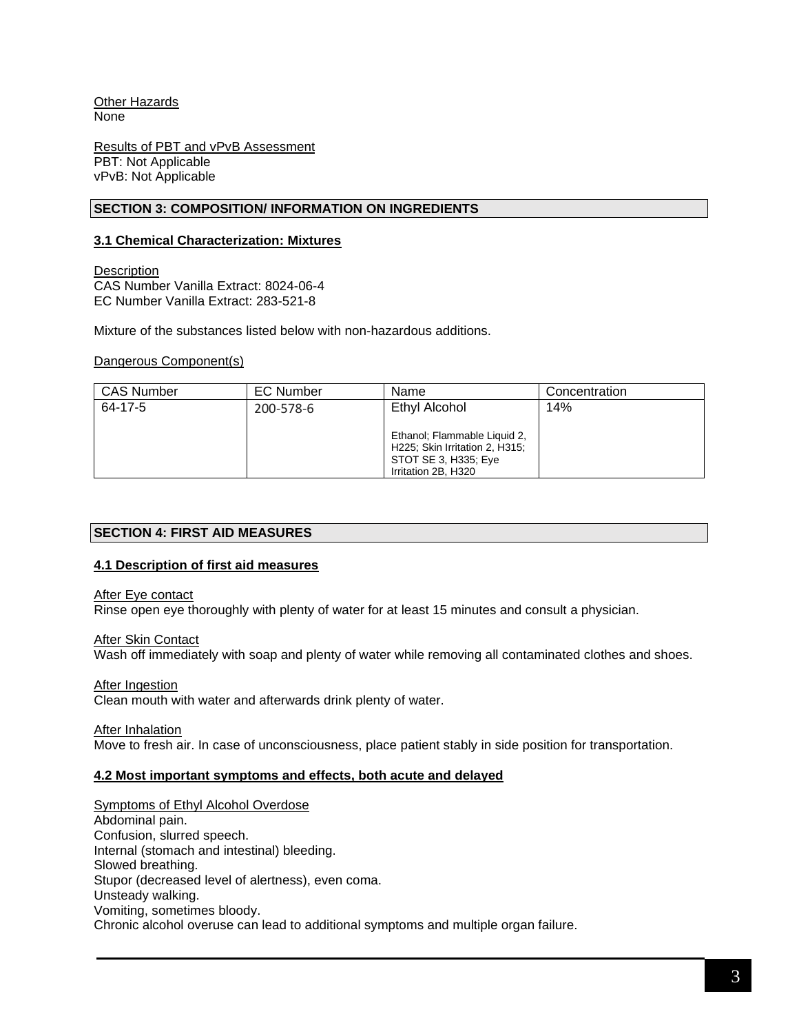Other Hazards
None

Results of PBT and vPvB Assessment
PBT: Not Applicable
vPvB: Not Applicable

## SECTION 3: COMPOSITION/ INFORMATION ON INGREDIENTS

### 3.1 Chemical Characterization: Mixtures

Description
CAS Number Vanilla Extract: 8024-06-4
EC Number Vanilla Extract: 283-521-8

Mixture of the substances listed below with non-hazardous additions.

Dangerous Component(s)

| CAS Number | EC Number | Name | Concentration |
| --- | --- | --- | --- |
| 64-17-5 | 200-578-6 | Ethyl Alcohol<br><br>Ethanol; Flammable Liquid 2, H225; Skin Irritation 2, H315; STOT SE 3, H335; Eye Irritation 2B, H320 | 14% |

## SECTION 4: FIRST AID MEASURES

### 4.1 Description of first aid measures

After Eye contact
Rinse open eye thoroughly with plenty of water for at least 15 minutes and consult a physician.

After Skin Contact
Wash off immediately with soap and plenty of water while removing all contaminated clothes and shoes.

After Ingestion
Clean mouth with water and afterwards drink plenty of water.

After Inhalation
Move to fresh air. In case of unconsciousness, place patient stably in side position for transportation.

### 4.2 Most important symptoms and effects, both acute and delayed

Symptoms of Ethyl Alcohol Overdose
Abdominal pain.
Confusion, slurred speech.
Internal (stomach and intestinal) bleeding.
Slowed breathing.
Stupor (decreased level of alertness), even coma.
Unsteady walking.
Vomiting, sometimes bloody.
Chronic alcohol overuse can lead to additional symptoms and multiple organ failure.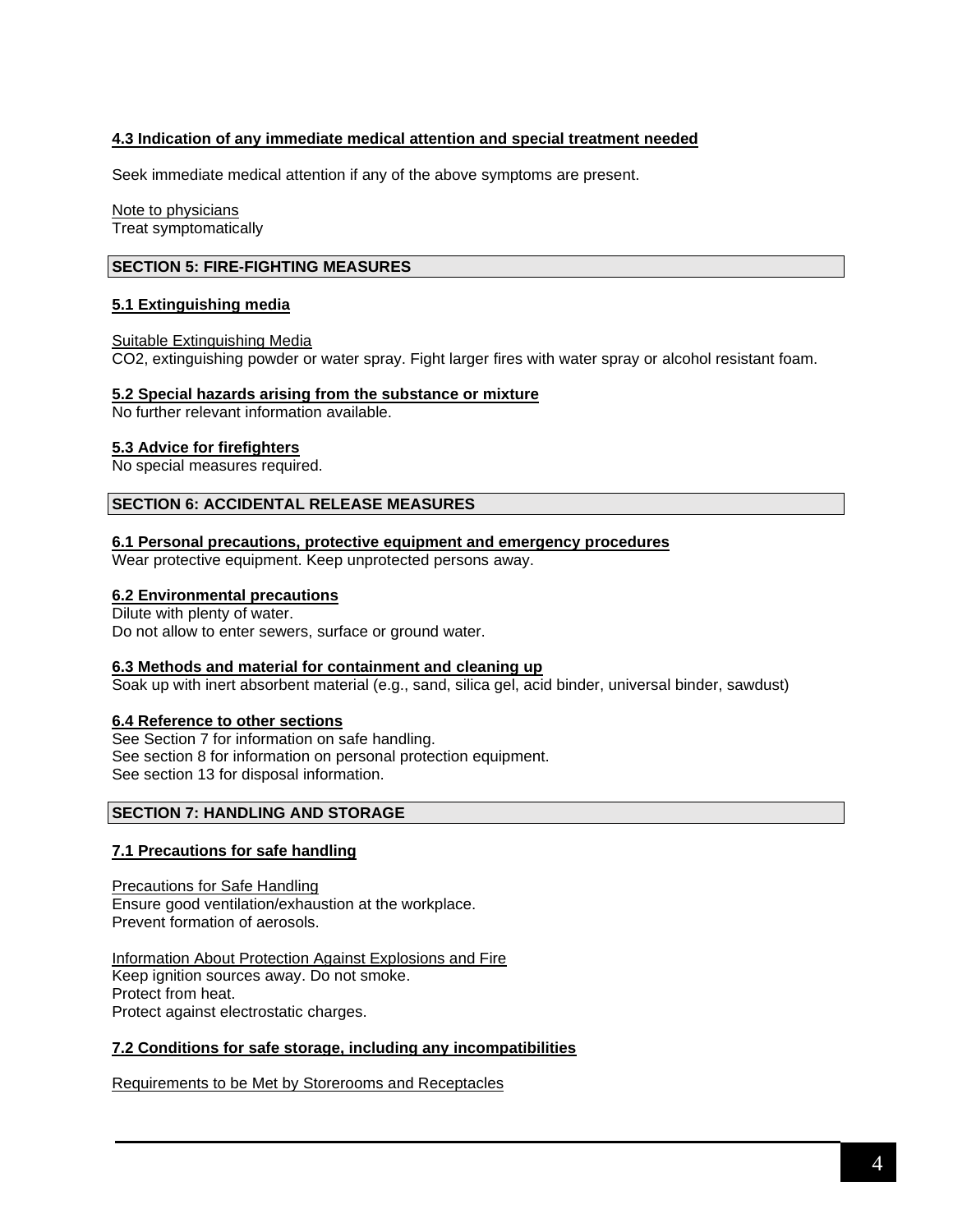**4.3 Indication of any immediate medical attention and special treatment needed**

Seek immediate medical attention if any of the above symptoms are present.

Note to physicians
Treat symptomatically

## SECTION 5: FIRE-FIGHTING MEASURES

**5.1 Extinguishing media**

Suitable Extinguishing Media
$CO_2$, extinguishing powder or water spray. Fight larger fires with water spray or alcohol resistant foam.

**5.2 Special hazards arising from the substance or mixture**
No further relevant information available.

**5.3 Advice for firefighters**
No special measures required.

## SECTION 6: ACCIDENTAL RELEASE MEASURES

**6.1 Personal precautions, protective equipment and emergency procedures**
Wear protective equipment. Keep unprotected persons away.

**6.2 Environmental precautions**
Dilute with plenty of water.
Do not allow to enter sewers, surface or ground water.

**6.3 Methods and material for containment and cleaning up**
Soak up with inert absorbent material (e.g., sand, silica gel, acid binder, universal binder, sawdust)

**6.4 Reference to other sections**
See Section 7 for information on safe handling.
See section 8 for information on personal protection equipment.
See section 13 for disposal information.

## SECTION 7: HANDLING AND STORAGE

**7.1 Precautions for safe handling**

Precautions for Safe Handling
Ensure good ventilation/exhaustion at the workplace.
Prevent formation of aerosols.

Information About Protection Against Explosions and Fire
Keep ignition sources away. Do not smoke.
Protect from heat.
Protect against electrostatic charges.

**7.2 Conditions for safe storage, including any incompatibilities**

Requirements to be Met by Storerooms and Receptacles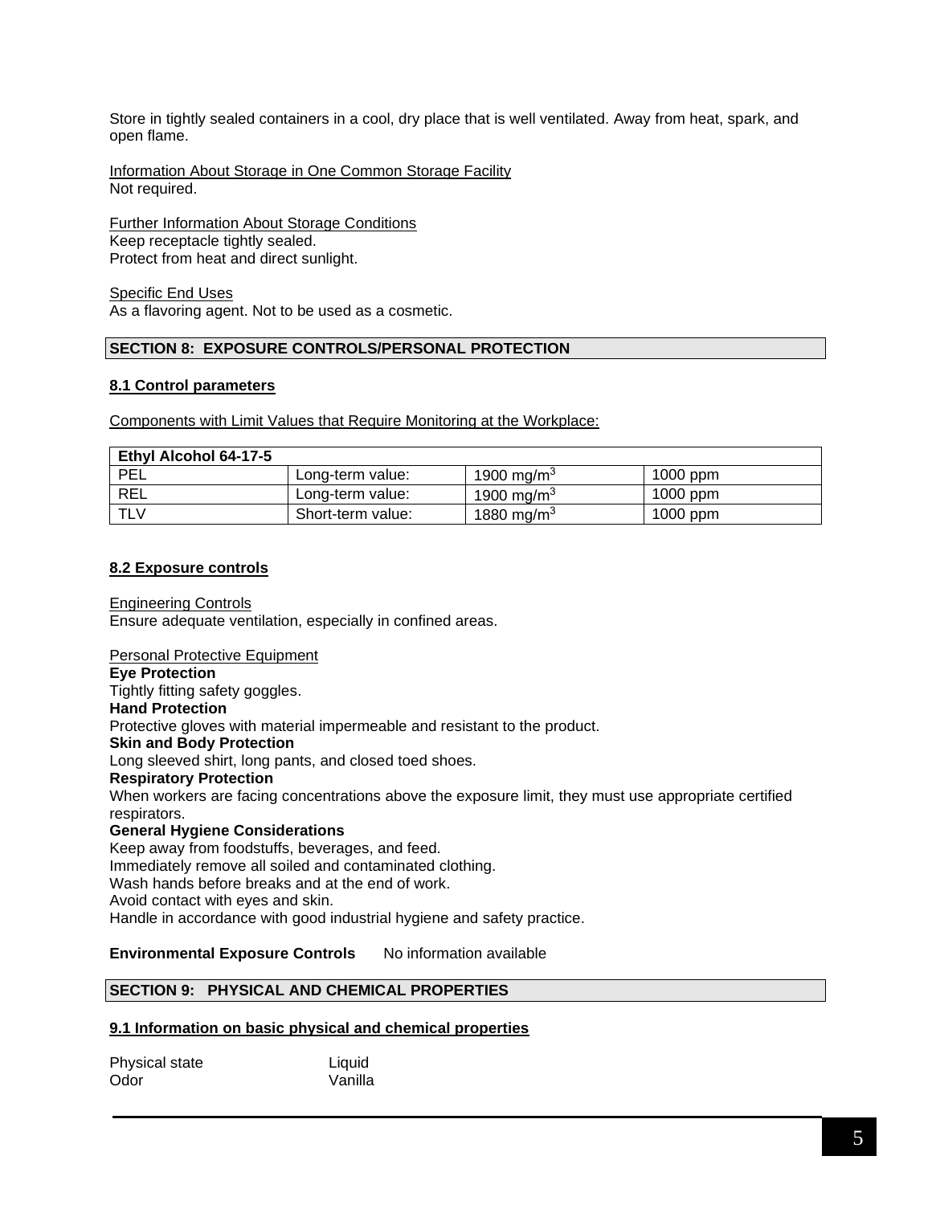Store in tightly sealed containers in a cool, dry place that is well ventilated. Away from heat, spark, and open flame.

Information About Storage in One Common Storage Facility
Not required.

Further Information About Storage Conditions
Keep receptacle tightly sealed.
Protect from heat and direct sunlight.

Specific End Uses
As a flavoring agent. Not to be used as a cosmetic.

## SECTION 8: EXPOSURE CONTROLS/PERSONAL PROTECTION

### 8.1 Control parameters

Components with Limit Values that Require Monitoring at the Workplace:

| Ethyl Alcohol 64-17-5 | | | |
|---|---|---|---|
| PEL | Long-term value: | 1900 mg/m$^3$ | 1000 ppm |
| REL | Long-term value: | 1900 mg/m$^3$ | 1000 ppm |
| TLV | Short-term value: | 1880 mg/m$^3$ | 1000 ppm |

### 8.2 Exposure controls

Engineering Controls
Ensure adequate ventilation, especially in confined areas.

Personal Protective Equipment
**Eye Protection**
Tightly fitting safety goggles.
**Hand Protection**
Protective gloves with material impermeable and resistant to the product.
**Skin and Body Protection**
Long sleeved shirt, long pants, and closed toed shoes.
**Respiratory Protection**
When workers are facing concentrations above the exposure limit, they must use appropriate certified respirators.
**General Hygiene Considerations**
Keep away from foodstuffs, beverages, and feed.
Immediately remove all soiled and contaminated clothing.
Wash hands before breaks and at the end of work.
Avoid contact with eyes and skin.
Handle in accordance with good industrial hygiene and safety practice.

**Environmental Exposure Controls** No information available

## SECTION 9: PHYSICAL AND CHEMICAL PROPERTIES

### 9.1 Information on basic physical and chemical properties

| | |
|---|---|
| Physical state | Liquid |
| Odor | Vanilla |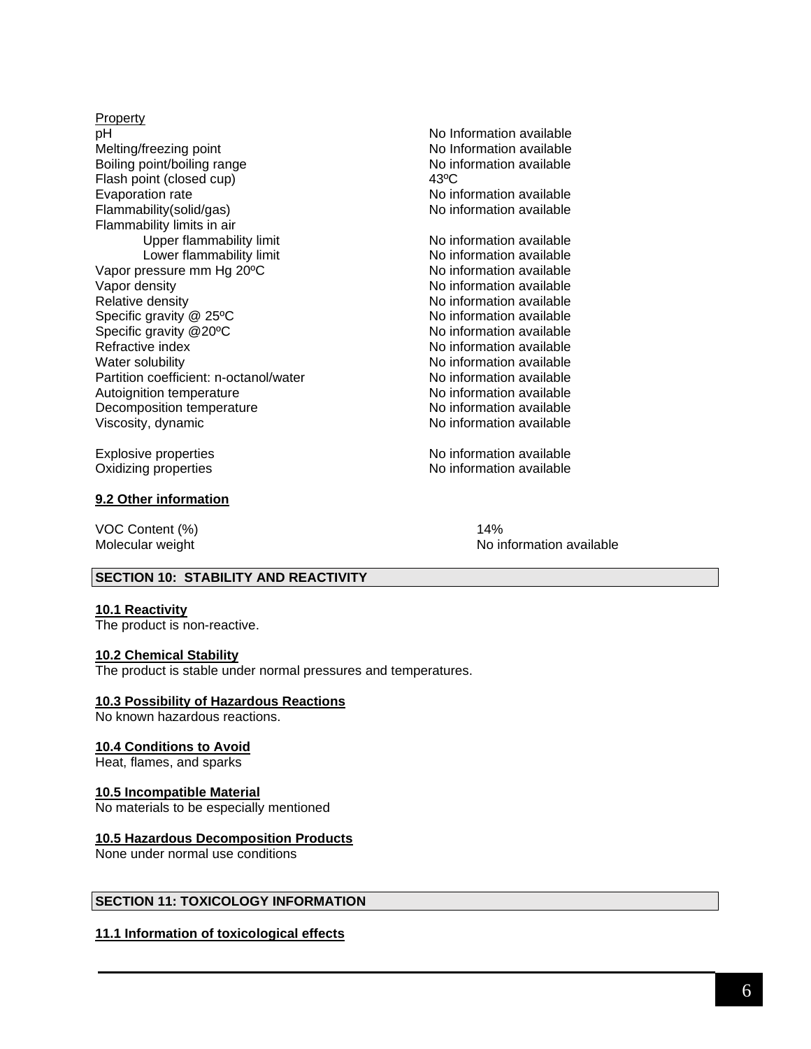| Property | |
|---|---|
| pH | No Information available |
| Melting/freezing point | No Information available |
| Boiling point/boiling range | No information available |
| Flash point (closed cup) | 43ºC |
| Evaporation rate | No information available |
| Flammability(solid/gas) | No information available |
| Flammability limits in air | |
| Upper flammability limit | No information available |
| Lower flammability limit | No information available |
| Vapor pressure mm Hg 20ºC | No information available |
| Vapor density | No information available |
| Relative density | No information available |
| Specific gravity @ 25ºC | No information available |
| Specific gravity @20ºC | No information available |
| Refractive index | No information available |
| Water solubility | No information available |
| Partition coefficient: n-octanol/water | No information available |
| Autoignition temperature | No information available |
| Decomposition temperature | No information available |
| Viscosity, dynamic | No information available |
| Explosive properties | No information available |
| Oxidizing properties | No information available |

**9.2 Other information**

| | |
|---|---|
| VOC Content (%) | 14% |
| Molecular weight | No information available |

## SECTION 10: STABILITY AND REACTIVITY

**10.1 Reactivity**

The product is non-reactive.

**10.2 Chemical Stability**

The product is stable under normal pressures and temperatures.

**10.3 Possibility of Hazardous Reactions**

No known hazardous reactions.

**10.4 Conditions to Avoid**

Heat, flames, and sparks

**10.5 Incompatible Material**

No materials to be especially mentioned

**10.5 Hazardous Decomposition Products**

None under normal use conditions

## SECTION 11: TOXICOLOGY INFORMATION

**11.1 Information of toxicological effects**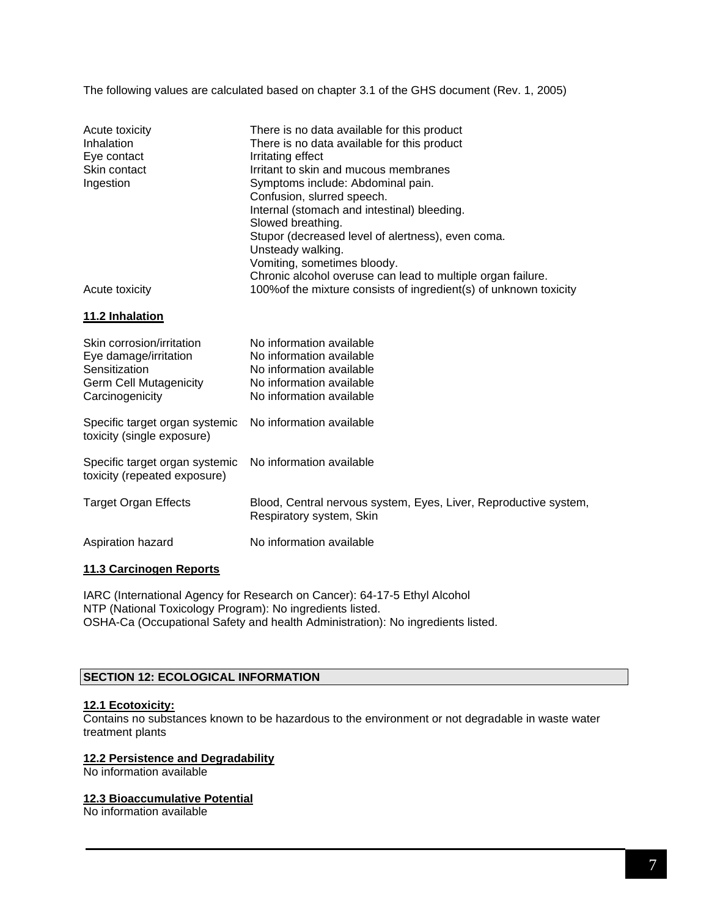The following values are calculated based on chapter 3.1 of the GHS document (Rev. 1, 2005)

| | |
|---|---|
| Acute toxicity | There is no data available for this product |
| Inhalation | There is no data available for this product |
| Eye contact | Irritating effect |
| Skin contact | Irritant to skin and mucous membranes |
| Ingestion | Symptoms include: Abdominal pain.<br>Confusion, slurred speech.<br>Internal (stomach and intestinal) bleeding.<br>Slowed breathing.<br>Stupor (decreased level of alertness), even coma.<br>Unsteady walking.<br>Vomiting, sometimes bloody.<br>Chronic alcohol overuse can lead to multiple organ failure. |
| Acute toxicity | 100%of the mixture consists of ingredient(s) of unknown toxicity |

**11.2 Inhalation**

| | |
|---|---|
| Skin corrosion/irritation | No information available |
| Eye damage/irritation | No information available |
| Sensitization | No information available |
| Germ Cell Mutagenicity | No information available |
| Carcinogenicity | No information available |
| Specific target organ systemic toxicity (single exposure) | No information available |
| Specific target organ systemic toxicity (repeated exposure) | No information available |
| Target Organ Effects | Blood, Central nervous system, Eyes, Liver, Reproductive system, Respiratory system, Skin |
| Aspiration hazard | No information available |

**11.3 Carcinogen Reports**

IARC (International Agency for Research on Cancer): 64-17-5 Ethyl Alcohol
NTP (National Toxicology Program): No ingredients listed.
OSHA-Ca (Occupational Safety and health Administration): No ingredients listed.

## SECTION 12: ECOLOGICAL INFORMATION

**12.1 Ecotoxicity:**
Contains no substances known to be hazardous to the environment or not degradable in waste water treatment plants

**12.2 Persistence and Degradability**
No information available

**12.3 Bioaccumulative Potential**
No information available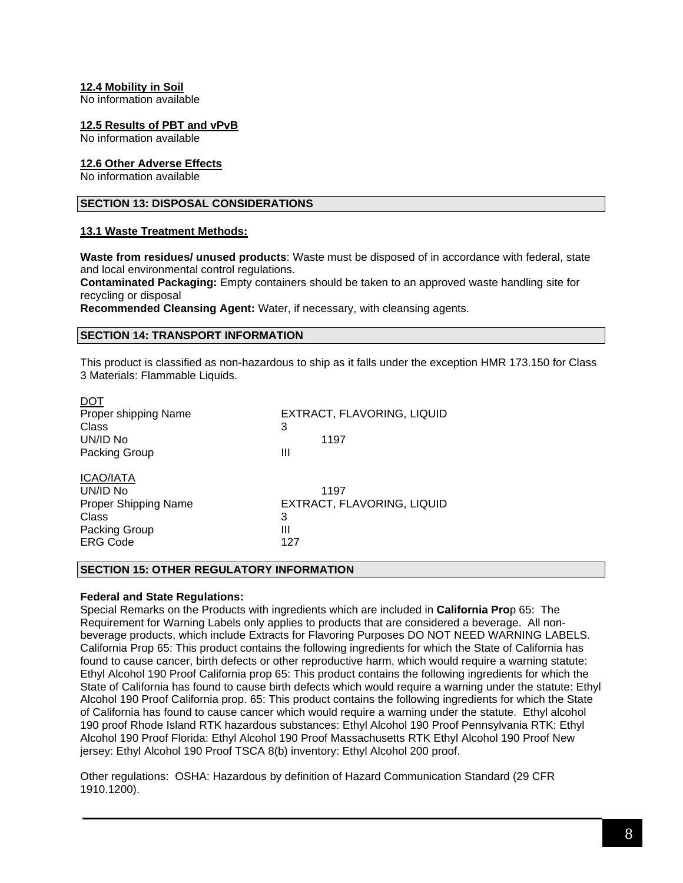### 12.4 Mobility in Soil

No information available

### 12.5 Results of PBT and vPvB

No information available

### 12.6 Other Adverse Effects

No information available

## SECTION 13: DISPOSAL CONSIDERATIONS

### 13.1 Waste Treatment Methods:

**Waste from residues/ unused products**: Waste must be disposed of in accordance with federal, state and local environmental control regulations.
**Contaminated Packaging:** Empty containers should be taken to an approved waste handling site for recycling or disposal
**Recommended Cleansing Agent:** Water, if necessary, with cleansing agents.

## SECTION 14: TRANSPORT INFORMATION

This product is classified as non-hazardous to ship as it falls under the exception HMR 173.150 for Class 3 Materials: Flammable Liquids.

DOT

| | |
|---|---|
| Proper shipping Name | EXTRACT, FLAVORING, LIQUID |
| Class | 3 |
| UN/ID No | 1197 |
| Packing Group | III |

ICAO/IATA

| | |
|---|---|
| UN/ID No | 1197 |
| Proper Shipping Name | EXTRACT, FLAVORING, LIQUID |
| Class | 3 |
| Packing Group | III |
| ERG Code | 127 |

## SECTION 15: OTHER REGULATORY INFORMATION

**Federal and State Regulations:**
Special Remarks on the Products with ingredients which are included in **California Pro**p 65: The Requirement for Warning Labels only applies to products that are considered a beverage. All non-beverage products, which include Extracts for Flavoring Purposes DO NOT NEED WARNING LABELS. California Prop 65: This product contains the following ingredients for which the State of California has found to cause cancer, birth defects or other reproductive harm, which would require a warning statute: Ethyl Alcohol 190 Proof California prop 65: This product contains the following ingredients for which the State of California has found to cause birth defects which would require a warning under the statute: Ethyl Alcohol 190 Proof California prop. 65: This product contains the following ingredients for which the State of California has found to cause cancer which would require a warning under the statute. Ethyl alcohol 190 proof Rhode Island RTK hazardous substances: Ethyl Alcohol 190 Proof Pennsylvania RTK: Ethyl Alcohol 190 Proof Florida: Ethyl Alcohol 190 Proof Massachusetts RTK Ethyl Alcohol 190 Proof New jersey: Ethyl Alcohol 190 Proof TSCA 8(b) inventory: Ethyl Alcohol 200 proof.

Other regulations: OSHA: Hazardous by definition of Hazard Communication Standard (29 CFR 1910.1200).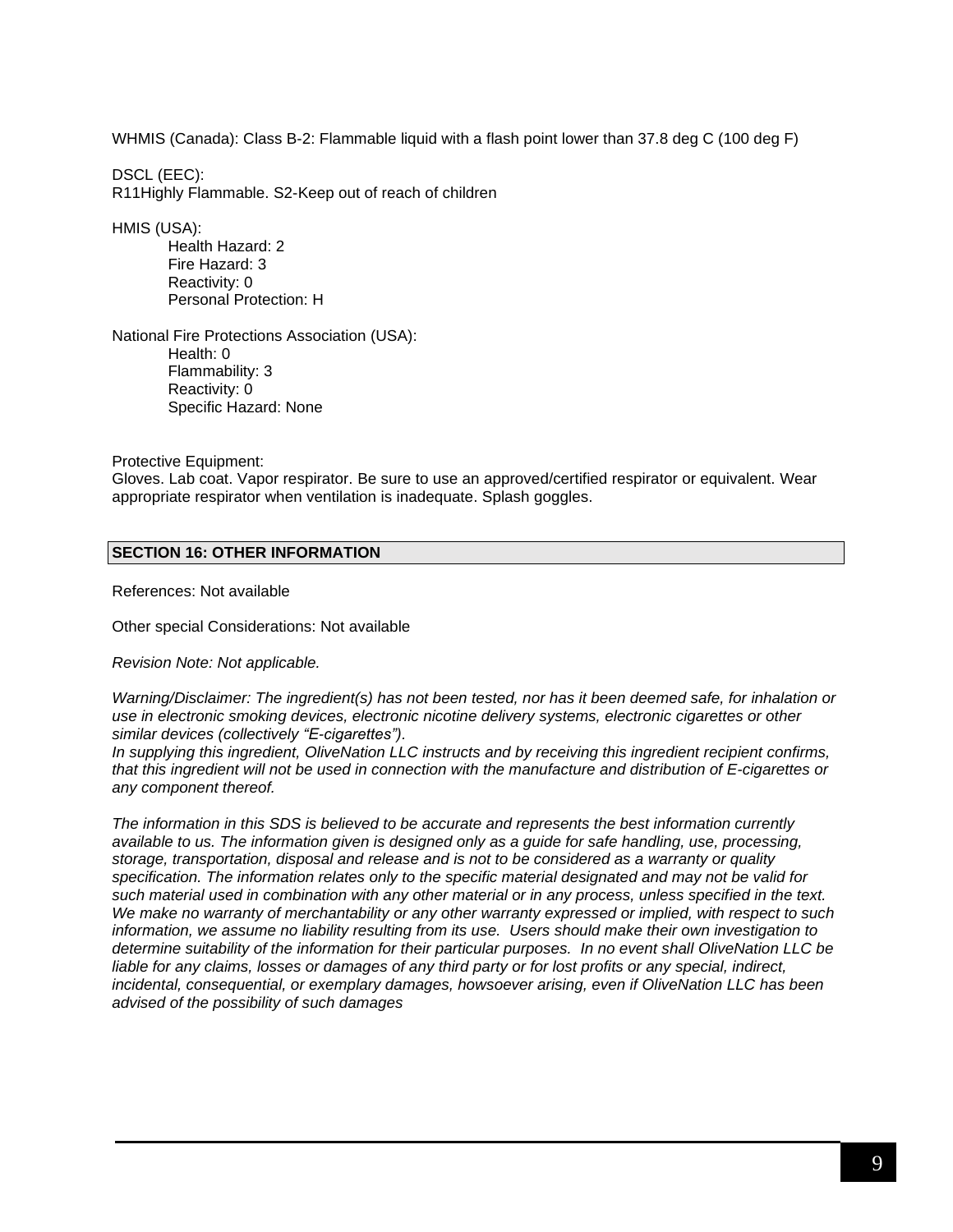WHMIS (Canada): Class B-2: Flammable liquid with a flash point lower than 37.8 deg C (100 deg F)

DSCL (EEC):
R11Highly Flammable. S2-Keep out of reach of children

HMIS (USA):

- Health Hazard: 2
- Fire Hazard: 3
- Reactivity: 0
- Personal Protection: H

National Fire Protections Association (USA):

- Health: 0
- Flammability: 3
- Reactivity: 0
- Specific Hazard: None

Protective Equipment:
Gloves. Lab coat. Vapor respirator. Be sure to use an approved/certified respirator or equivalent. Wear appropriate respirator when ventilation is inadequate. Splash goggles.

## SECTION 16: OTHER INFORMATION

References: Not available

Other special Considerations: Not available

*Revision Note: Not applicable.*

*Warning/Disclaimer: The ingredient(s) has not been tested, nor has it been deemed safe, for inhalation or use in electronic smoking devices, electronic nicotine delivery systems, electronic cigarettes or other similar devices (collectively "E-cigarettes").*
*In supplying this ingredient, OliveNation LLC instructs and by receiving this ingredient recipient confirms, that this ingredient will not be used in connection with the manufacture and distribution of E-cigarettes or any component thereof.*

*The information in this SDS is believed to be accurate and represents the best information currently available to us. The information given is designed only as a guide for safe handling, use, processing, storage, transportation, disposal and release and is not to be considered as a warranty or quality specification. The information relates only to the specific material designated and may not be valid for such material used in combination with any other material or in any process, unless specified in the text. We make no warranty of merchantability or any other warranty expressed or implied, with respect to such information, we assume no liability resulting from its use. Users should make their own investigation to determine suitability of the information for their particular purposes. In no event shall OliveNation LLC be liable for any claims, losses or damages of any third party or for lost profits or any special, indirect, incidental, consequential, or exemplary damages, howsoever arising, even if OliveNation LLC has been advised of the possibility of such damages*